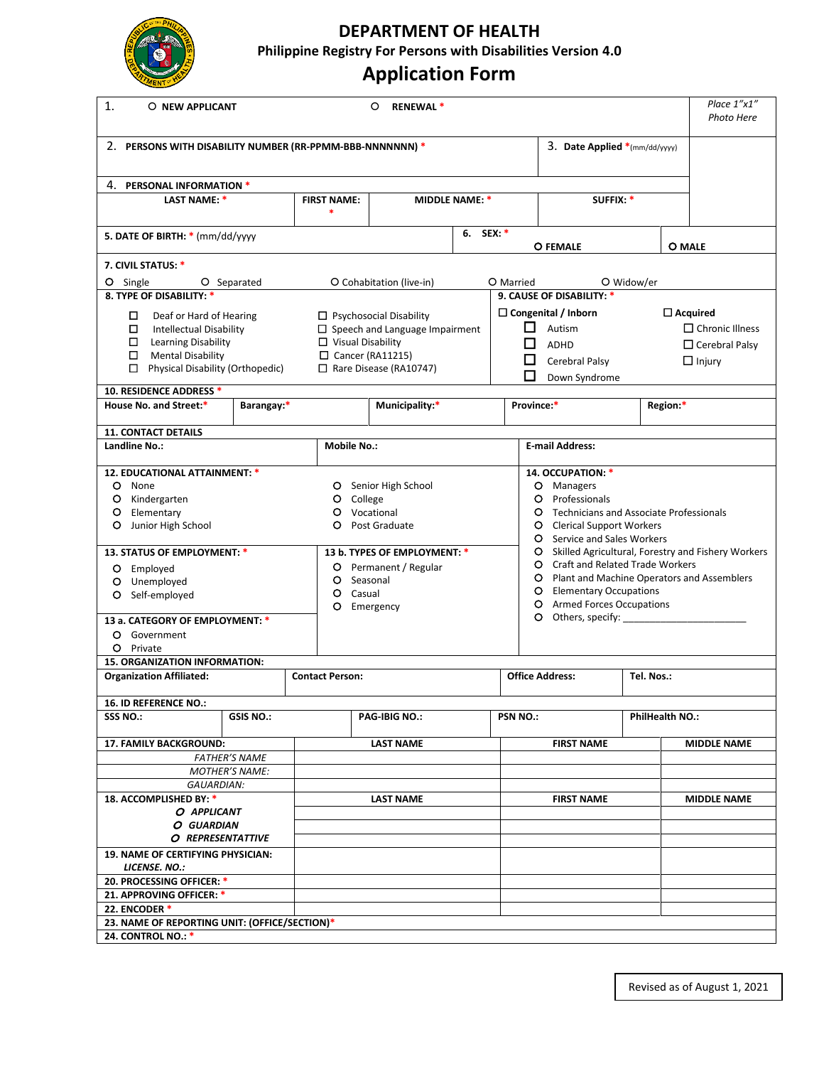# DEPARTMENT OF HEALTH

## Philippine Registry For Persons with Disabilities Version 4.0

## Application Form

1. O NEW APPLICANT O RENEWAL *

*Place 1"x1" Photo Here*

2. PERSONS WITH DISABILITY NUMBER (RR-PPMM-BBB-NNNNNNN) *

3. Date Applied *(mm/dd/yyyy)

4. PERSONAL INFORMATION *

| LAST NAME: * | FIRST NAME: * | MIDDLE NAME: * | SUFFIX: * |
|---|---|---|---|
| | | | |

5. DATE OF BIRTH: * (mm/dd/yyyy

6. SEX: * O FEMALE O MALE

7. CIVIL STATUS: *

O Single O Separated O Cohabitation (live-in) O Married O Widow/er

8. TYPE OF DISABILITY: *

- ☐ Deaf or Hard of Hearing
- ☐ Intellectual Disability
- ☐ Learning Disability
- ☐ Mental Disability
- ☐ Physical Disability (Orthopedic)
- ☐ Psychosocial Disability
- ☐ Speech and Language Impairment
- ☐ Visual Disability
- ☐ Cancer (RA11215)
- ☐ Rare Disease (RA10747)

9. CAUSE OF DISABILITY: *

☐ Congenital / Inborn
- ☐ Autism
- ☐ ADHD
- ☐ Cerebral Palsy
- ☐ Down Syndrome

☐ Acquired
- ☐ Chronic Illness
- ☐ Cerebral Palsy
- ☐ Injury

10. RESIDENCE ADDRESS *

| House No. and Street:* | Barangay:* | Municipality:* | Province:* | Region:* |
|---|---|---|---|---|
| | | | | |

11. CONTACT DETAILS

| Landline No.: | Mobile No.: | E-mail Address: |
|---|---|---|
| | | |

12. EDUCATIONAL ATTAINMENT: *

- O None
- O Kindergarten
- O Elementary
- O Junior High School
- O Senior High School
- O College
- O Vocational
- O Post Graduate

13. STATUS OF EMPLOYMENT: *

- O Employed
- O Unemployed
- O Self-employed

13 a. CATEGORY OF EMPLOYMENT: *

- O Government
- O Private

13 b. TYPES OF EMPLOYMENT: *

- O Permanent / Regular
- O Seasonal
- O Casual
- O Emergency

14. OCCUPATION: *

- O Managers
- O Professionals
- O Technicians and Associate Professionals
- O Clerical Support Workers
- O Service and Sales Workers
- O Skilled Agricultural, Forestry and Fishery Workers
- O Craft and Related Trade Workers
- O Plant and Machine Operators and Assemblers
- O Elementary Occupations
- O Armed Forces Occupations
- O Others, specify: _______________________

15. ORGANIZATION INFORMATION:

| Organization Affiliated: | Contact Person: | Office Address: | Tel. Nos.: |
|---|---|---|---|
| | | | |

16. ID REFERENCE NO.:

| SSS NO.: | GSIS NO.: | PAG-IBIG NO.: | PSN NO.: | PhilHealth NO.: |
|---|---|---|---|---|
| | | | | |

| 17. FAMILY BACKGROUND: | LAST NAME | FIRST NAME | MIDDLE NAME |
|---|---|---|---|
| *FATHER'S NAME* | | | |
| *MOTHER'S NAME:* | | | |
| *GAUARDIAN:* | | | |

| 18. ACCOMPLISHED BY: * | LAST NAME | FIRST NAME | MIDDLE NAME |
|---|---|---|---|
| ***O APPLICANT*** | | | |
| ***O GUARDIAN*** | | | |
| ***O REPRESENTATTIVE*** | | | |

| | | | |
|---|---|---|---|
| 19. NAME OF CERTIFYING PHYSICIAN: *LICENSE. NO.:* | | | |
| 20. PROCESSING OFFICER: * | | | |
| 21. APPROVING OFFICER: * | | | |
| 22. ENCODER * | | | |

23. NAME OF REPORTING UNIT: (OFFICE/SECTION)*

24. CONTROL NO.: *

Revised as of August 1, 2021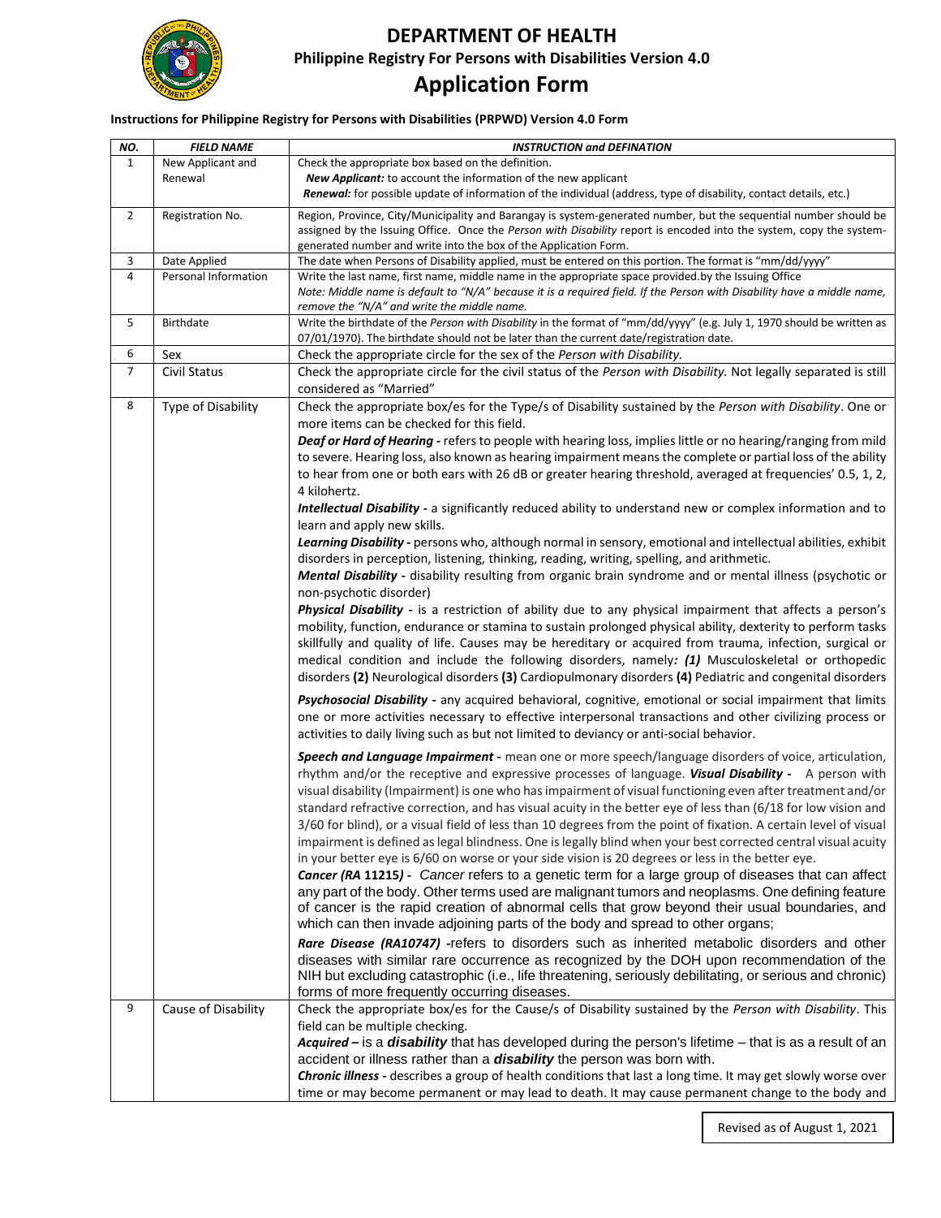# DEPARTMENT OF HEALTH

**Philippine Registry For Persons with Disabilities Version 4.0**

# Application Form

**Instructions for Philippine Registry for Persons with Disabilities (PRPWD) Version 4.0 Form**

| *NO.* | *FIELD NAME* | *INSTRUCTION and DEFINATION* |
|---|---|---|
| 1 | New Applicant and Renewal | Check the appropriate box based on the definition. ***New Applicant:*** to account the information of the new applicant ***Renewal:*** for possible update of information of the individual (address, type of disability, contact details, etc.) |
| 2 | Registration No. | Region, Province, City/Municipality and Barangay is system-generated number, but the sequential number should be assigned by the Issuing Office. Once the *Person with Disability* report is encoded into the system, copy the system-generated number and write into the box of the Application Form. |
| 3 | Date Applied | The date when Persons of Disability applied, must be entered on this portion. The format is "mm/dd/yyyy" |
| 4 | Personal Information | Write the last name, first name, middle name in the appropriate space provided.by the Issuing Office *Note: Middle name is default to "N/A" because it is a required field. If the Person with Disability have a middle name, remove the "N/A" and write the middle name.* |
| 5 | Birthdate | Write the birthdate of the *Person with Disability* in the format of "mm/dd/yyyy" (e.g. July 1, 1970 should be written as 07/01/1970). The birthdate should not be later than the current date/registration date. |
| 6 | Sex | Check the appropriate circle for the sex of the *Person with Disability.* |
| 7 | Civil Status | Check the appropriate circle for the civil status of the *Person with Disability.* Not legally separated is still considered as "Married" |
| 8 | Type of Disability | Check the appropriate box/es for the Type/s of Disability sustained by the *Person with Disability*. One or more items can be checked for this field. ***Deaf or Hard of Hearing*** **-** refers to people with hearing loss, implies little or no hearing/ranging from mild to severe. Hearing loss, also known as hearing impairment means the complete or partial loss of the ability to hear from one or both ears with 26 dB or greater hearing threshold, averaged at frequencies' 0.5, 1, 2, 4 kilohertz. ***Intellectual Disability*** **-** a significantly reduced ability to understand new or complex information and to learn and apply new skills. ***Learning Disability*** **-** persons who, although normal in sensory, emotional and intellectual abilities, exhibit disorders in perception, listening, thinking, reading, writing, spelling, and arithmetic. ***Mental Disability*** **-** disability resulting from organic brain syndrome and or mental illness (psychotic or non-psychotic disorder) ***Physical Disability*** **-** is a restriction of ability due to any physical impairment that affects a person's mobility, function, endurance or stamina to sustain prolonged physical ability, dexterity to perform tasks skillfully and quality of life. Causes may be hereditary or acquired from trauma, infection, surgical or medical condition and include the following disorders, namely***: (1)*** Musculoskeletal or orthopedic disorders **(2)** Neurological disorders **(3)** Cardiopulmonary disorders **(4)** Pediatric and congenital disorders ***Psychosocial Disability*** **-** any acquired behavioral, cognitive, emotional or social impairment that limits one or more activities necessary to effective interpersonal transactions and other civilizing process or activities to daily living such as but not limited to deviancy or anti-social behavior. ***Speech and Language Impairment*** **-** mean one or more speech/language disorders of voice, articulation, rhythm and/or the receptive and expressive processes of language. ***Visual Disability*** **-** A person with visual disability (Impairment) is one who has impairment of visual functioning even after treatment and/or standard refractive correction, and has visual acuity in the better eye of less than (6/18 for low vision and 3/60 for blind), or a visual field of less than 10 degrees from the point of fixation. A certain level of visual impairment is defined as legal blindness. One is legally blind when your best corrected central visual acuity in your better eye is 6/60 on worse or your side vision is 20 degrees or less in the better eye. ***Cancer (RA*** **11215*)*** - *Cancer* refers to a genetic term for a large group of diseases that can affect any part of the body. Other terms used are malignant tumors and neoplasms. One defining feature of cancer is the rapid creation of abnormal cells that grow beyond their usual boundaries, and which can then invade adjoining parts of the body and spread to other organs; ***Rare Disease (RA10747)*** **-**refers to disorders such as inherited metabolic disorders and other diseases with similar rare occurrence as recognized by the DOH upon recommendation of the NIH but excluding catastrophic (i.e., life threatening, seriously debilitating, or serious and chronic) forms of more frequently occurring diseases. |
| 9 | Cause of Disability | Check the appropriate box/es for the Cause/s of Disability sustained by the *Person with Disability*. This field can be multiple checking. ***Acquired –*** is a ***disability*** that has developed during the person's lifetime – that is as a result of an accident or illness rather than a ***disability*** the person was born with. ***Chronic illness*** **-** describes a group of health conditions that last a long time. It may get slowly worse over time or may become permanent or may lead to death. It may cause permanent change to the body and |

Revised as of August 1, 2021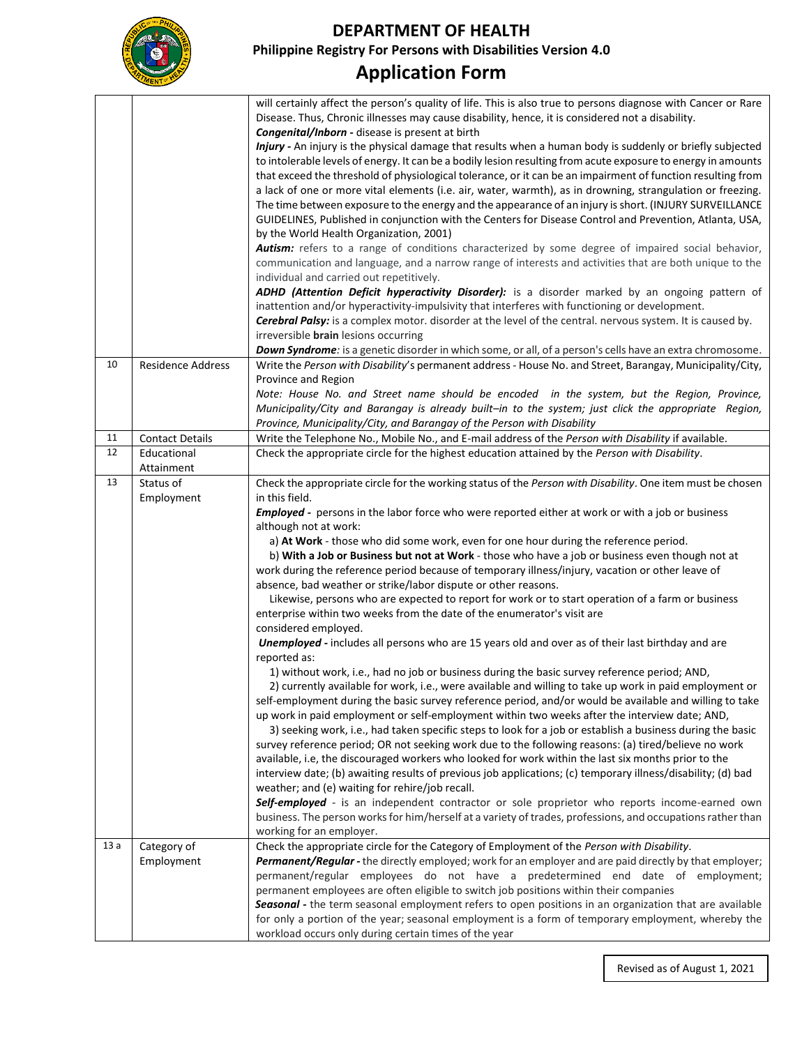# DEPARTMENT OF HEALTH

**Philippine Registry For Persons with Disabilities Version 4.0**

# Application Form

| | | |
|---|---|---|
| | | will certainly affect the person's quality of life. This is also true to persons diagnose with Cancer or Rare Disease. Thus, Chronic illnesses may cause disability, hence, it is considered not a disability.<br>***Congenital/Inborn -*** disease is present at birth<br>***Injury -*** An injury is the physical damage that results when a human body is suddenly or briefly subjected to intolerable levels of energy. It can be a bodily lesion resulting from acute exposure to energy in amounts that exceed the threshold of physiological tolerance, or it can be an impairment of function resulting from a lack of one or more vital elements (i.e. air, water, warmth), as in drowning, strangulation or freezing. The time between exposure to the energy and the appearance of an injury is short. (INJURY SURVEILLANCE GUIDELINES, Published in conjunction with the Centers for Disease Control and Prevention, Atlanta, USA, by the World Health Organization, 2001)<br>***Autism:*** refers to a range of conditions characterized by some degree of impaired social behavior, communication and language, and a narrow range of interests and activities that are both unique to the individual and carried out repetitively.<br>***ADHD (Attention Deficit hyperactivity Disorder):*** is a disorder marked by an ongoing pattern of inattention and/or hyperactivity-impulsivity that interferes with functioning or development.<br>***Cerebral Palsy:*** is a complex motor. disorder at the level of the central. nervous system. It is caused by. irreversible **brain** lesions occurring<br>***Down Syndrome:*** is a genetic disorder in which some, or all, of a person's cells have an extra chromosome. |
| 10 | Residence Address | Write the *Person with Disability*'s permanent address - House No. and Street, Barangay, Municipality/City, Province and Region<br>*Note: House No. and Street name should be encoded in the system, but the Region, Province, Municipality/City and Barangay is already built–in to the system; just click the appropriate Region, Province, Municipality/City, and Barangay of the Person with Disability* |
| 11 | Contact Details | Write the Telephone No., Mobile No., and E-mail address of the *Person with Disability* if available. |
| 12 | Educational Attainment | Check the appropriate circle for the highest education attained by the *Person with Disability*. |
| 13 | Status of Employment | Check the appropriate circle for the working status of the *Person with Disability*. One item must be chosen in this field.<br>***Employed -*** persons in the labor force who were reported either at work or with a job or business although not at work:<br>a) **At Work** - those who did some work, even for one hour during the reference period.<br>b) **With a Job or Business but not at Work** - those who have a job or business even though not at work during the reference period because of temporary illness/injury, vacation or other leave of absence, bad weather or strike/labor dispute or other reasons.<br>Likewise, persons who are expected to report for work or to start operation of a farm or business enterprise within two weeks from the date of the enumerator's visit are considered employed.<br>***Unemployed -*** includes all persons who are 15 years old and over as of their last birthday and are reported as:<br>1) without work, i.e., had no job or business during the basic survey reference period; AND,<br>2) currently available for work, i.e., were available and willing to take up work in paid employment or self-employment during the basic survey reference period, and/or would be available and willing to take up work in paid employment or self-employment within two weeks after the interview date; AND,<br>3) seeking work, i.e., had taken specific steps to look for a job or establish a business during the basic survey reference period; OR not seeking work due to the following reasons: (a) tired/believe no work available, i.e, the discouraged workers who looked for work within the last six months prior to the interview date; (b) awaiting results of previous job applications; (c) temporary illness/disability; (d) bad weather; and (e) waiting for rehire/job recall.<br>***Self-employed*** - is an independent contractor or sole proprietor who reports income-earned own business. The person works for him/herself at a variety of trades, professions, and occupations rather than working for an employer. |
| 13 a | Category of Employment | Check the appropriate circle for the Category of Employment of the *Person with Disability*.<br>***Permanent/Regular -*** the directly employed; work for an employer and are paid directly by that employer; permanent/regular employees do not have a predetermined end date of employment; permanent employees are often eligible to switch job positions within their companies<br>***Seasonal -*** the term seasonal employment refers to open positions in an organization that are available for only a portion of the year; seasonal employment is a form of temporary employment, whereby the workload occurs only during certain times of the year |

Revised as of August 1, 2021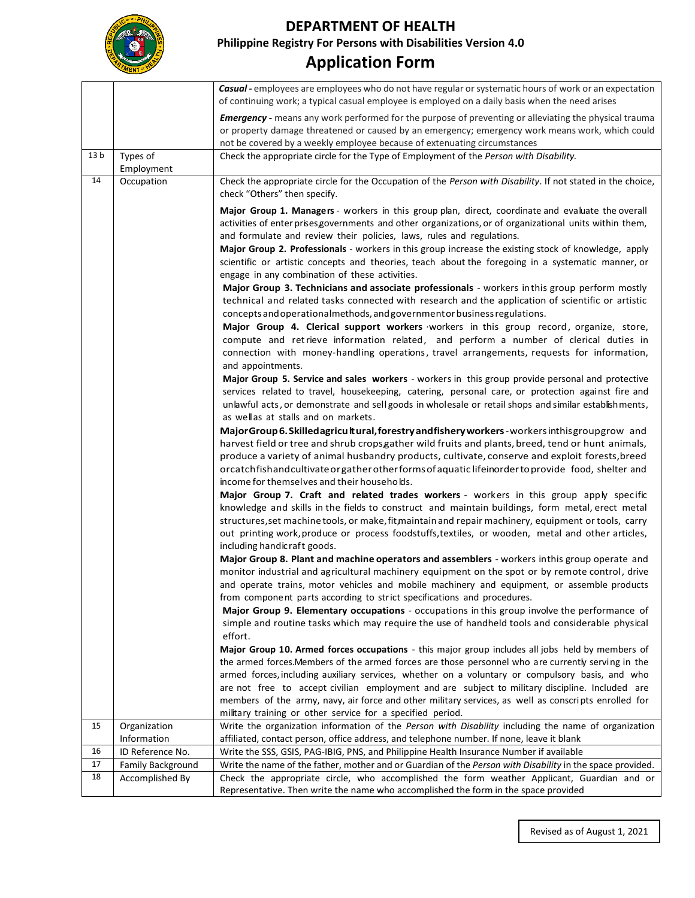# DEPARTMENT OF HEALTH

**Philippine Registry For Persons with Disabilities Version 4.0**

## Application Form

| | | |
|---|---|---|
| | | ***Casual -*** employees are employees who do not have regular or systematic hours of work or an expectation of continuing work; a typical casual employee is employed on a daily basis when the need arises<br><br>***Emergency -*** means any work performed for the purpose of preventing or alleviating the physical trauma or property damage threatened or caused by an emergency; emergency work means work, which could not be covered by a weekly employee because of extenuating circumstances |
| 13 b | Types of Employment | Check the appropriate circle for the Type of Employment of the *Person with Disability.* |
| 14 | Occupation | Check the appropriate circle for the Occupation of the *Person with Disability*. If not stated in the choice, check "Others" then specify.<br><br>**Major Group 1. Managers** - workers in this group plan, direct, coordinate and evaluate the overall activities of enterprises,governments and other organizations, or of organizational units within them, and formulate and review their policies, laws, rules and regulations.<br>**Major Group 2. Professionals** - workers in this group increase the existing stock of knowledge, apply scientific or artistic concepts and theories, teach about the foregoing in a systematic manner, or engage in any combination of these activities.<br>**Major Group 3. Technicians and associate professionals** - workers in this group perform mostly technical and related tasks connected with research and the application of scientific or artistic concepts and operational methods, and government or business regulations.<br>**Major Group 4. Clerical support workers** ·workers in this group record, organize, store, compute and retrieve information related, and perform a number of clerical duties in connection with money-handling operations, travel arrangements, requests for information, and appointments.<br>**Major Group 5. Service and sales workers** - workers in this group provide personal and protective services related to travel, housekeeping, catering, personal care, or protection against fire and unlawful acts, or demonstrate and sell goods in wholesale or retail shops and similar establishments, as well as at stalls and on markets.<br>**Major Group 6. Skilled agricultural, forestry and fishery workers** - workers in this group grow and harvest field or tree and shrub crops,gather wild fruits and plants, breed, tend or hunt animals, produce a variety of animal husbandry products, cultivate, conserve and exploit forests, breed or catch fish and cultivate or gather other forms of aquatic life in order to provide food, shelter and income for themselves and their households.<br>**Major Group 7. Craft and related trades workers** - workers in this group apply specific knowledge and skills in the fields to construct and maintain buildings, form metal, erect metal structures,set machine tools, or make, fit,maintain and repair machinery, equipment or tools, carry out printing work, produce or process foodstuffs,textiles, or wooden, metal and other articles, including handicraft goods.<br>**Major Group 8. Plant and machine operators and assemblers** - workers in this group operate and monitor industrial and agricultural machinery equipment on the spot or by remote control, drive and operate trains, motor vehicles and mobile machinery and equipment, or assemble products from component parts according to strict specifications and procedures.<br>**Major Group 9. Elementary occupations** - occupations in this group involve the performance of simple and routine tasks which may require the use of handheld tools and considerable physical effort.<br>**Major Group 10. Armed forces occupations** - this major group includes all jobs held by members of the armed forces.Members of the armed forces are those personnel who are currently serving in the armed forces, including auxiliary services, whether on a voluntary or compulsory basis, and who are not free to accept civilian employment and are subject to military discipline. Included are members of the army, navy, air force and other military services, as well as conscripts enrolled for military training or other service for a specified period. |
| 15 | Organization Information | Write the organization information of the *Person with Disability* including the name of organization affiliated, contact person, office address, and telephone number. If none, leave it blank |
| 16 | ID Reference No. | Write the SSS, GSIS, PAG-IBIG, PNS, and Philippine Health Insurance Number if available |
| 17 | Family Background | Write the name of the father, mother and or Guardian of the *Person with Disability* in the space provided. |
| 18 | Accomplished By | Check the appropriate circle, who accomplished the form weather Applicant, Guardian and or Representative. Then write the name who accomplished the form in the space provided |

Revised as of August 1, 2021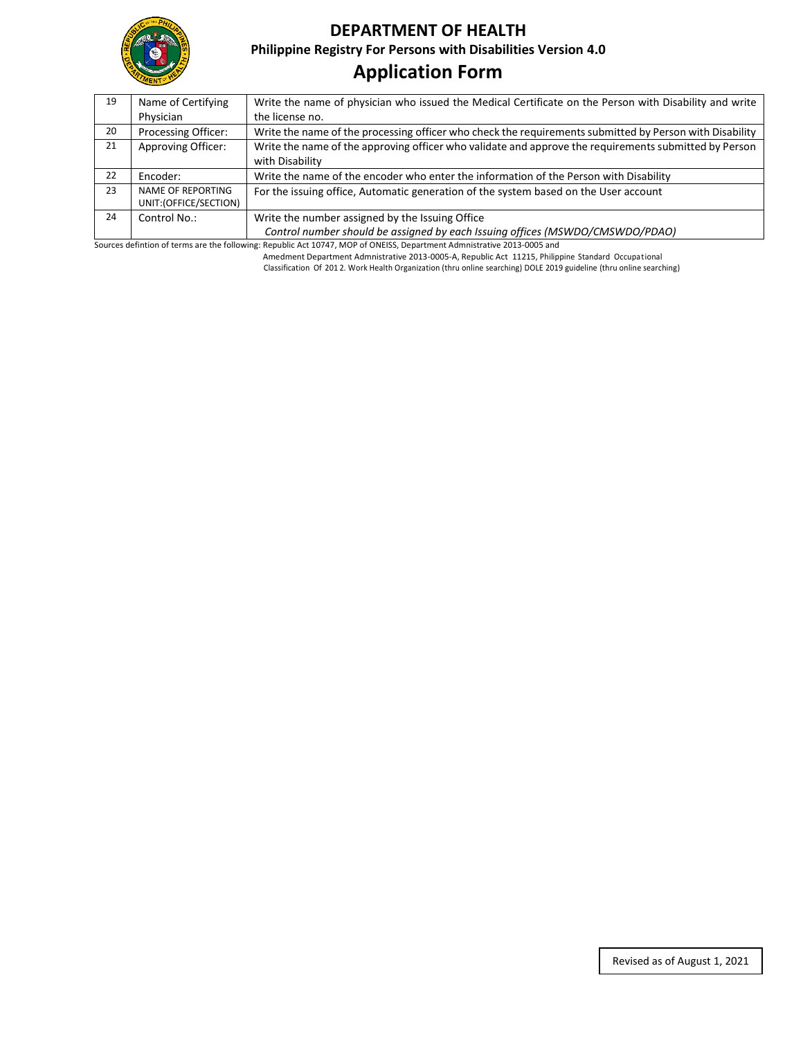# DEPARTMENT OF HEALTH

**Philippine Registry For Persons with Disabilities Version 4.0**

## Application Form

| | | |
|---|---|---|
| 19 | Name of Certifying Physician | Write the name of physician who issued the Medical Certificate on the Person with Disability and write the license no. |
| 20 | Processing Officer: | Write the name of the processing officer who check the requirements submitted by Person with Disability |
| 21 | Approving Officer: | Write the name of the approving officer who validate and approve the requirements submitted by Person with Disability |
| 22 | Encoder: | Write the name of the encoder who enter the information of the Person with Disability |
| 23 | NAME OF REPORTING UNIT:(OFFICE/SECTION) | For the issuing office, Automatic generation of the system based on the User account |
| 24 | Control No.: | Write the number assigned by the Issuing Office *Control number should be assigned by each Issuing offices (MSWDO/CMSWDO/PDAO)* |

Sources defintion of terms are the following: Republic Act 10747, MOP of ONEISS, Department Admnistrative 2013-0005 and Amedment Department Admnistrative 2013-0005-A, Republic Act 11215, Philippine Standard Occupational Classification Of 2012. Work Health Organization (thru online searching) DOLE 2019 guideline (thru online searching)

Revised as of August 1, 2021